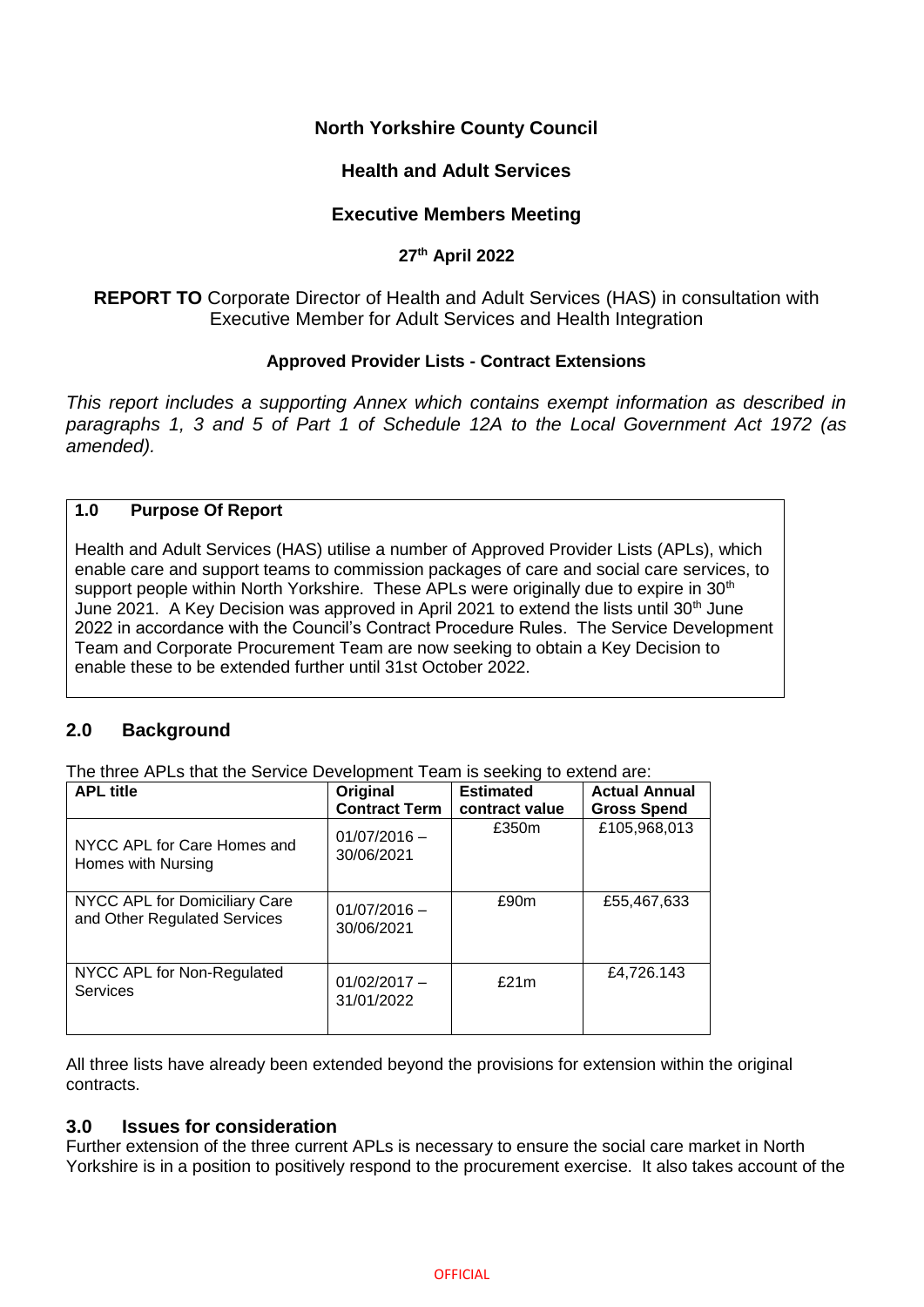**North Yorkshire County Council**

**Health and Adult Services**

**Executive Members Meeting**

**27th April 2022**

**REPORT TO** Corporate Director of Health and Adult Services (HAS) in consultation with Executive Member for Adult Services and Health Integration

**Approved Provider Lists - Contract Extensions**

*This report includes a supporting Annex which contains exempt information as described in paragraphs 1, 3 and 5 of Part 1 of Schedule 12A to the Local Government Act 1972 (as amended).*

## 1.0 Purpose Of Report

Health and Adult Services (HAS) utilise a number of Approved Provider Lists (APLs), which enable care and support teams to commission packages of care and social care services, to support people within North Yorkshire. These APLs were originally due to expire in 30th June 2021. A Key Decision was approved in April 2021 to extend the lists until 30th June 2022 in accordance with the Council's Contract Procedure Rules. The Service Development Team and Corporate Procurement Team are now seeking to obtain a Key Decision to enable these to be extended further until 31st October 2022.

## 2.0 Background

The three APLs that the Service Development Team is seeking to extend are:

| APL title | Original Contract Term | Estimated contract value | Actual Annual Gross Spend |
|---|---|---|---|
| NYCC APL for Care Homes and Homes with Nursing | 01/07/2016 – 30/06/2021 | £350m | £105,968,013 |
| NYCC APL for Domiciliary Care and Other Regulated Services | 01/07/2016 – 30/06/2021 | £90m | £55,467,633 |
| NYCC APL for Non-Regulated Services | 01/02/2017 – 31/01/2022 | £21m | £4,726.143 |

All three lists have already been extended beyond the provisions for extension within the original contracts.

## 3.0 Issues for consideration

Further extension of the three current APLs is necessary to ensure the social care market in North Yorkshire is in a position to positively respond to the procurement exercise. It also takes account of the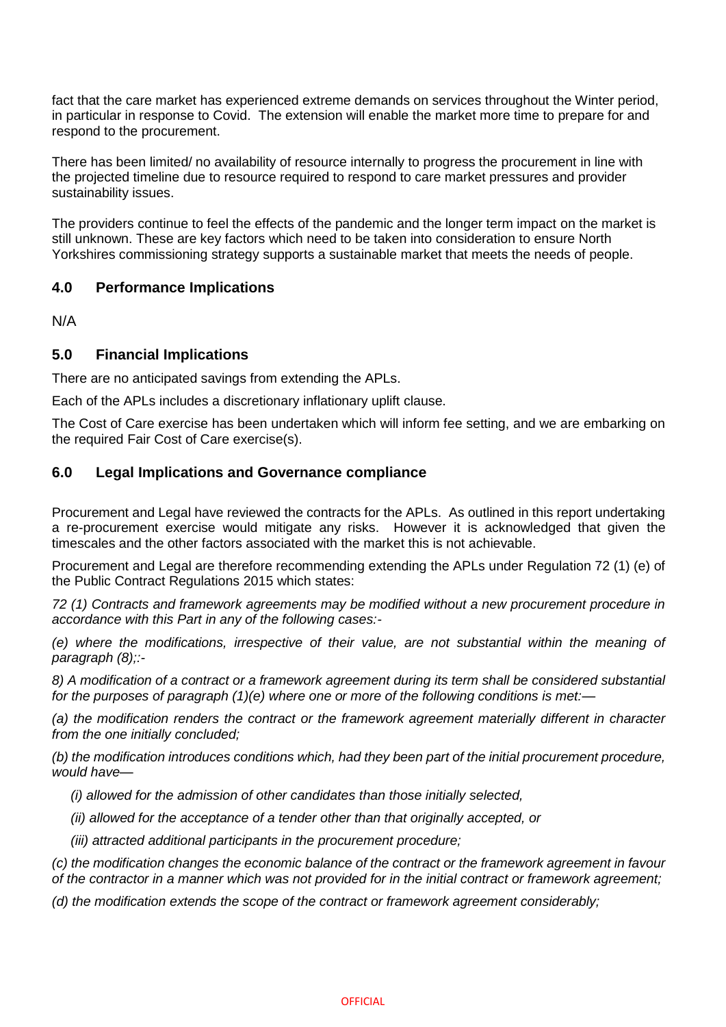fact that the care market has experienced extreme demands on services throughout the Winter period, in particular in response to Covid. The extension will enable the market more time to prepare for and respond to the procurement.

There has been limited/ no availability of resource internally to progress the procurement in line with the projected timeline due to resource required to respond to care market pressures and provider sustainability issues.

The providers continue to feel the effects of the pandemic and the longer term impact on the market is still unknown. These are key factors which need to be taken into consideration to ensure North Yorkshires commissioning strategy supports a sustainable market that meets the needs of people.

## 4.0 Performance Implications

N/A

## 5.0 Financial Implications

There are no anticipated savings from extending the APLs.

Each of the APLs includes a discretionary inflationary uplift clause.

The Cost of Care exercise has been undertaken which will inform fee setting, and we are embarking on the required Fair Cost of Care exercise(s).

## 6.0 Legal Implications and Governance compliance

Procurement and Legal have reviewed the contracts for the APLs. As outlined in this report undertaking a re-procurement exercise would mitigate any risks. However it is acknowledged that given the timescales and the other factors associated with the market this is not achievable.

Procurement and Legal are therefore recommending extending the APLs under Regulation 72 (1) (e) of the Public Contract Regulations 2015 which states:

*72 (1) Contracts and framework agreements may be modified without a new procurement procedure in accordance with this Part in any of the following cases:-*

*(e) where the modifications, irrespective of their value, are not substantial within the meaning of paragraph (8);:-*

*8) A modification of a contract or a framework agreement during its term shall be considered substantial for the purposes of paragraph (1)(e) where one or more of the following conditions is met:—*

*(a) the modification renders the contract or the framework agreement materially different in character from the one initially concluded;*

*(b) the modification introduces conditions which, had they been part of the initial procurement procedure, would have—*

*(i) allowed for the admission of other candidates than those initially selected,*

*(ii) allowed for the acceptance of a tender other than that originally accepted, or*

*(iii) attracted additional participants in the procurement procedure;*

*(c) the modification changes the economic balance of the contract or the framework agreement in favour of the contractor in a manner which was not provided for in the initial contract or framework agreement;*

*(d) the modification extends the scope of the contract or framework agreement considerably;*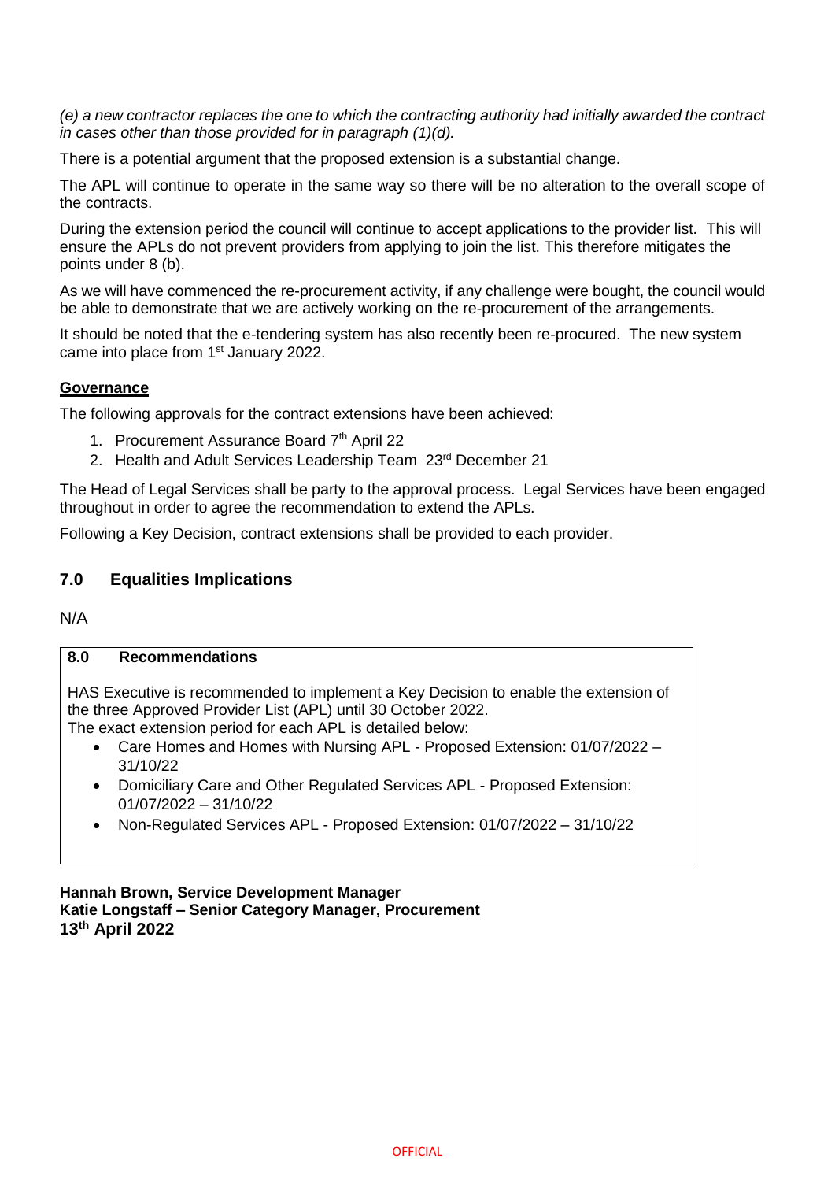*(e) a new contractor replaces the one to which the contracting authority had initially awarded the contract in cases other than those provided for in paragraph (1)(d).*

There is a potential argument that the proposed extension is a substantial change.

The APL will continue to operate in the same way so there will be no alteration to the overall scope of the contracts.

During the extension period the council will continue to accept applications to the provider list. This will ensure the APLs do not prevent providers from applying to join the list. This therefore mitigates the points under 8 (b).

As we will have commenced the re-procurement activity, if any challenge were bought, the council would be able to demonstrate that we are actively working on the re-procurement of the arrangements.

It should be noted that the e-tendering system has also recently been re-procured. The new system came into place from 1st January 2022.

**Governance**

The following approvals for the contract extensions have been achieved:

1. Procurement Assurance Board 7th April 22
2. Health and Adult Services Leadership Team 23rd December 21

The Head of Legal Services shall be party to the approval process. Legal Services have been engaged throughout in order to agree the recommendation to extend the APLs.

Following a Key Decision, contract extensions shall be provided to each provider.

## 7.0 Equalities Implications

N/A

## 8.0 Recommendations

HAS Executive is recommended to implement a Key Decision to enable the extension of the three Approved Provider List (APL) until 30 October 2022.
The exact extension period for each APL is detailed below:

- Care Homes and Homes with Nursing APL - Proposed Extension: 01/07/2022 – 31/10/22
- Domiciliary Care and Other Regulated Services APL - Proposed Extension: 01/07/2022 – 31/10/22
- Non-Regulated Services APL - Proposed Extension: 01/07/2022 – 31/10/22

**Hannah Brown, Service Development Manager**
**Katie Longstaff – Senior Category Manager, Procurement**
**13th April 2022**